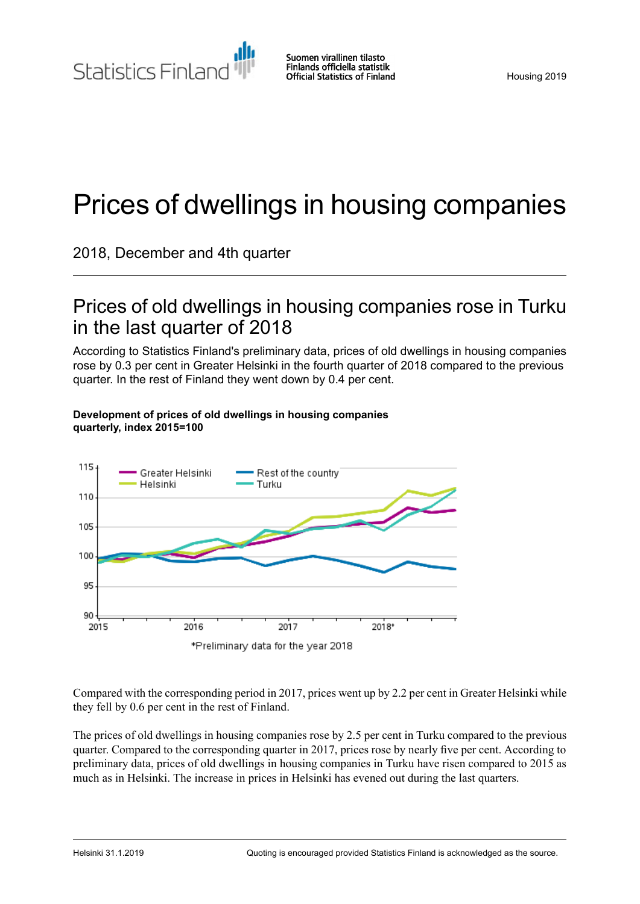Statistics Finland

Suomen virallinen tilasto
Finlands officiella statistik
Official Statistics of Finland

Housing 2019

# Prices of dwellings in housing companies

2018, December and 4th quarter

## Prices of old dwellings in housing companies rose in Turku in the last quarter of 2018

According to Statistics Finland's preliminary data, prices of old dwellings in housing companies rose by 0.3 per cent in Greater Helsinki in the fourth quarter of 2018 compared to the previous quarter. In the rest of Finland they went down by 0.4 per cent.

**Development of prices of old dwellings in housing companies quarterly, index 2015=100**

Greater Helsinki
Helsinki
Rest of the country
Turku

115
110
105
100
95
90

2015
2016
2017
2018*

*Preliminary data for the year 2018

Compared with the corresponding period in 2017, prices went up by 2.2 per cent in Greater Helsinki while they fell by 0.6 per cent in the rest of Finland.

The prices of old dwellings in housing companies rose by 2.5 per cent in Turku compared to the previous quarter. Compared to the corresponding quarter in 2017, prices rose by nearly five per cent. According to preliminary data, prices of old dwellings in housing companies in Turku have risen compared to 2015 as much as in Helsinki. The increase in prices in Helsinki has evened out during the last quarters.

Helsinki 31.1.2019

Quoting is encouraged provided Statistics Finland is acknowledged as the source.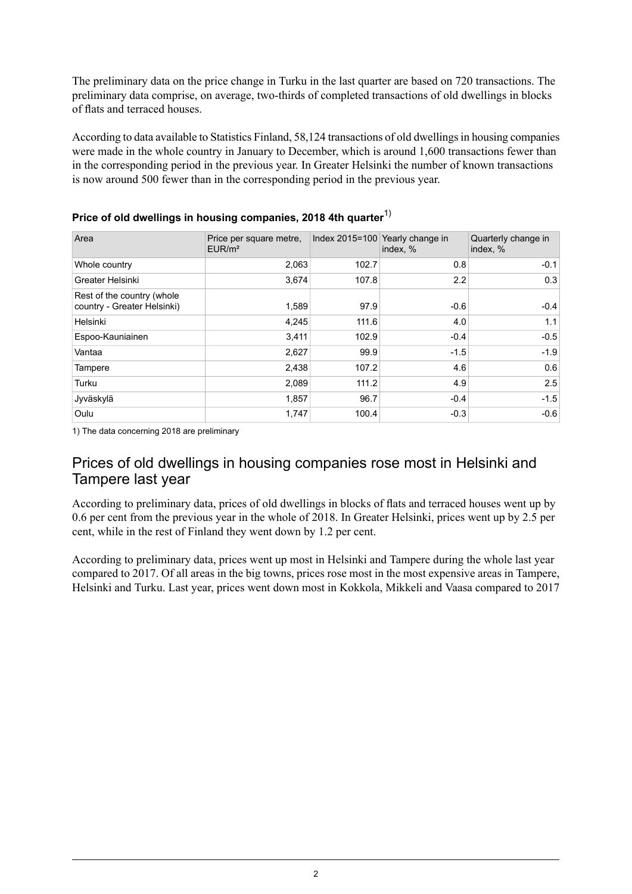The preliminary data on the price change in Turku in the last quarter are based on 720 transactions. The preliminary data comprise, on average, two-thirds of completed transactions of old dwellings in blocks of flats and terraced houses.

According to data available to Statistics Finland, 58,124 transactions of old dwellings in housing companies were made in the whole country in January to December, which is around 1,600 transactions fewer than in the corresponding period in the previous year. In Greater Helsinki the number of known transactions is now around 500 fewer than in the corresponding period in the previous year.

**Price of old dwellings in housing companies, 2018 4th quarter**[1)]

| Area | Price per square metre, EUR/m² | Index 2015=100 | Yearly change in index, % | Quarterly change in index, % |
|---|---|---|---|---|
| Whole country | 2,063 | 102.7 | 0.8 | -0.1 |
| Greater Helsinki | 3,674 | 107.8 | 2.2 | 0.3 |
| Rest of the country (whole country - Greater Helsinki) | 1,589 | 97.9 | -0.6 | -0.4 |
| Helsinki | 4,245 | 111.6 | 4.0 | 1.1 |
| Espoo-Kauniainen | 3,411 | 102.9 | -0.4 | -0.5 |
| Vantaa | 2,627 | 99.9 | -1.5 | -1.9 |
| Tampere | 2,438 | 107.2 | 4.6 | 0.6 |
| Turku | 2,089 | 111.2 | 4.9 | 2.5 |
| Jyväskylä | 1,857 | 96.7 | -0.4 | -1.5 |
| Oulu | 1,747 | 100.4 | -0.3 | -0.6 |

1) The data concerning 2018 are preliminary

## Prices of old dwellings in housing companies rose most in Helsinki and Tampere last year

According to preliminary data, prices of old dwellings in blocks of flats and terraced houses went up by 0.6 per cent from the previous year in the whole of 2018. In Greater Helsinki, prices went up by 2.5 per cent, while in the rest of Finland they went down by 1.2 per cent.

According to preliminary data, prices went up most in Helsinki and Tampere during the whole last year compared to 2017. Of all areas in the big towns, prices rose most in the most expensive areas in Tampere, Helsinki and Turku. Last year, prices went down most in Kokkola, Mikkeli and Vaasa compared to 2017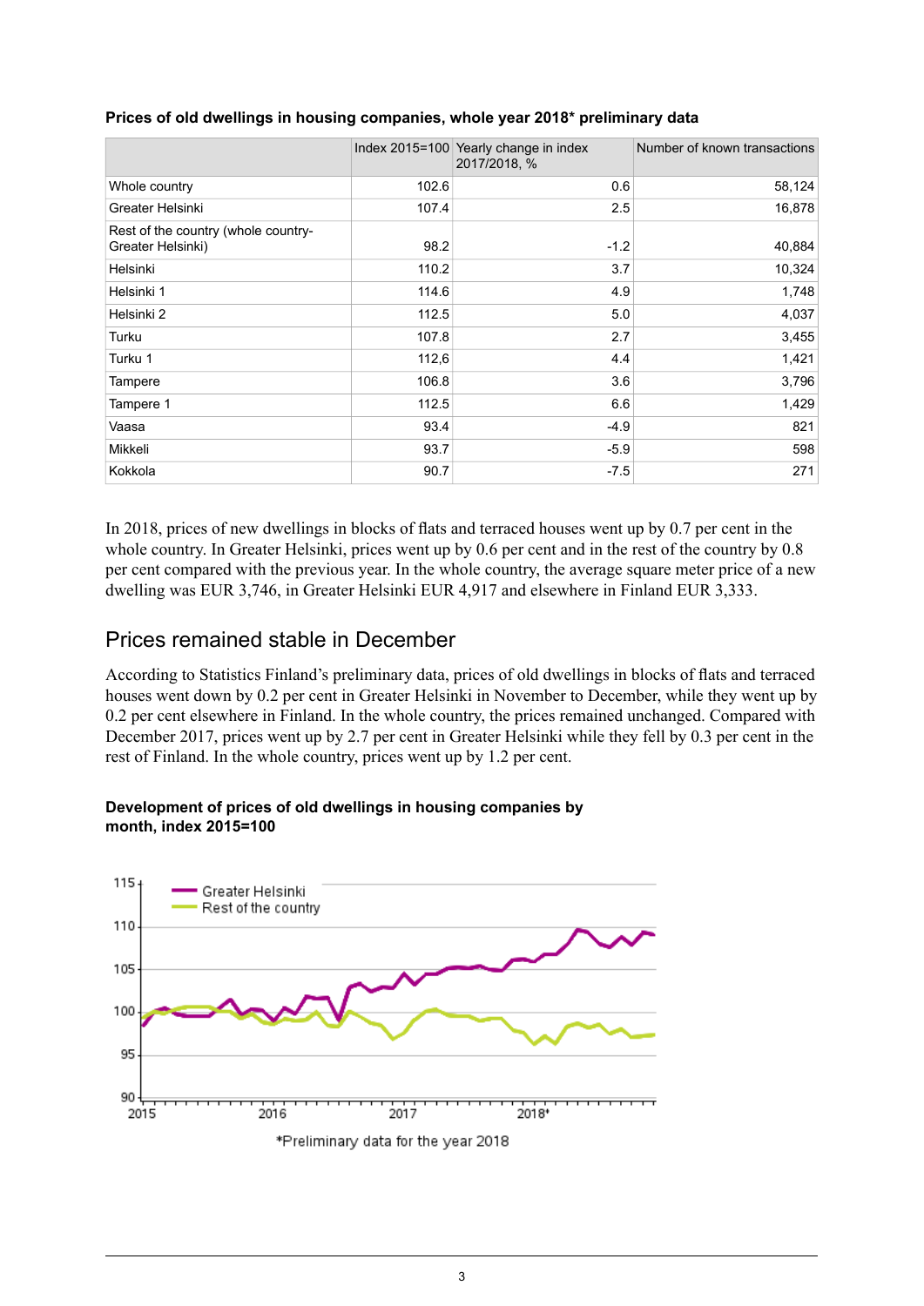**Prices of old dwellings in housing companies, whole year 2018* preliminary data**

| | Index 2015=100 | Yearly change in index 2017/2018, % | Number of known transactions |
|---|---|---|---|
| Whole country | 102.6 | 0.6 | 58,124 |
| Greater Helsinki | 107.4 | 2.5 | 16,878 |
| Rest of the country (whole country-Greater Helsinki) | 98.2 | -1.2 | 40,884 |
| Helsinki | 110.2 | 3.7 | 10,324 |
| Helsinki 1 | 114.6 | 4.9 | 1,748 |
| Helsinki 2 | 112.5 | 5.0 | 4,037 |
| Turku | 107.8 | 2.7 | 3,455 |
| Turku 1 | 112,6 | 4.4 | 1,421 |
| Tampere | 106.8 | 3.6 | 3,796 |
| Tampere 1 | 112.5 | 6.6 | 1,429 |
| Vaasa | 93.4 | -4.9 | 821 |
| Mikkeli | 93.7 | -5.9 | 598 |
| Kokkola | 90.7 | -7.5 | 271 |

In 2018, prices of new dwellings in blocks of flats and terraced houses went up by 0.7 per cent in the whole country. In Greater Helsinki, prices went up by 0.6 per cent and in the rest of the country by 0.8 per cent compared with the previous year. In the whole country, the average square meter price of a new dwelling was EUR 3,746, in Greater Helsinki EUR 4,917 and elsewhere in Finland EUR 3,333.

## Prices remained stable in December

According to Statistics Finland's preliminary data, prices of old dwellings in blocks of flats and terraced houses went down by 0.2 per cent in Greater Helsinki in November to December, while they went up by 0.2 per cent elsewhere in Finland. In the whole country, the prices remained unchanged. Compared with December 2017, prices went up by 2.7 per cent in Greater Helsinki while they fell by 0.3 per cent in the rest of Finland. In the whole country, prices went up by 1.2 per cent.

**Development of prices of old dwellings in housing companies by month, index 2015=100**

Greater Helsinki
Rest of the country

115
110
105
100
95
90

2015
2016
2017
2018*

*Preliminary data for the year 2018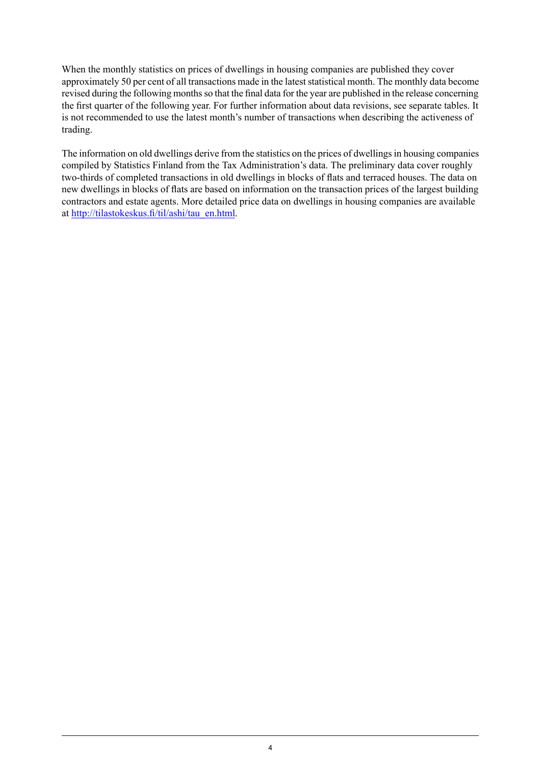When the monthly statistics on prices of dwellings in housing companies are published they cover approximately 50 per cent of all transactions made in the latest statistical month. The monthly data become revised during the following months so that the final data for the year are published in the release concerning the first quarter of the following year. For further information about data revisions, see separate tables. It is not recommended to use the latest month's number of transactions when describing the activeness of trading.

The information on old dwellings derive from the statistics on the prices of dwellings in housing companies compiled by Statistics Finland from the Tax Administration's data. The preliminary data cover roughly two-thirds of completed transactions in old dwellings in blocks of flats and terraced houses. The data on new dwellings in blocks of flats are based on information on the transaction prices of the largest building contractors and estate agents. More detailed price data on dwellings in housing companies are available at [http://tilastokeskus.fi/til/ashi/tau_en.html](http://tilastokeskus.fi/til/ashi/tau_en.html).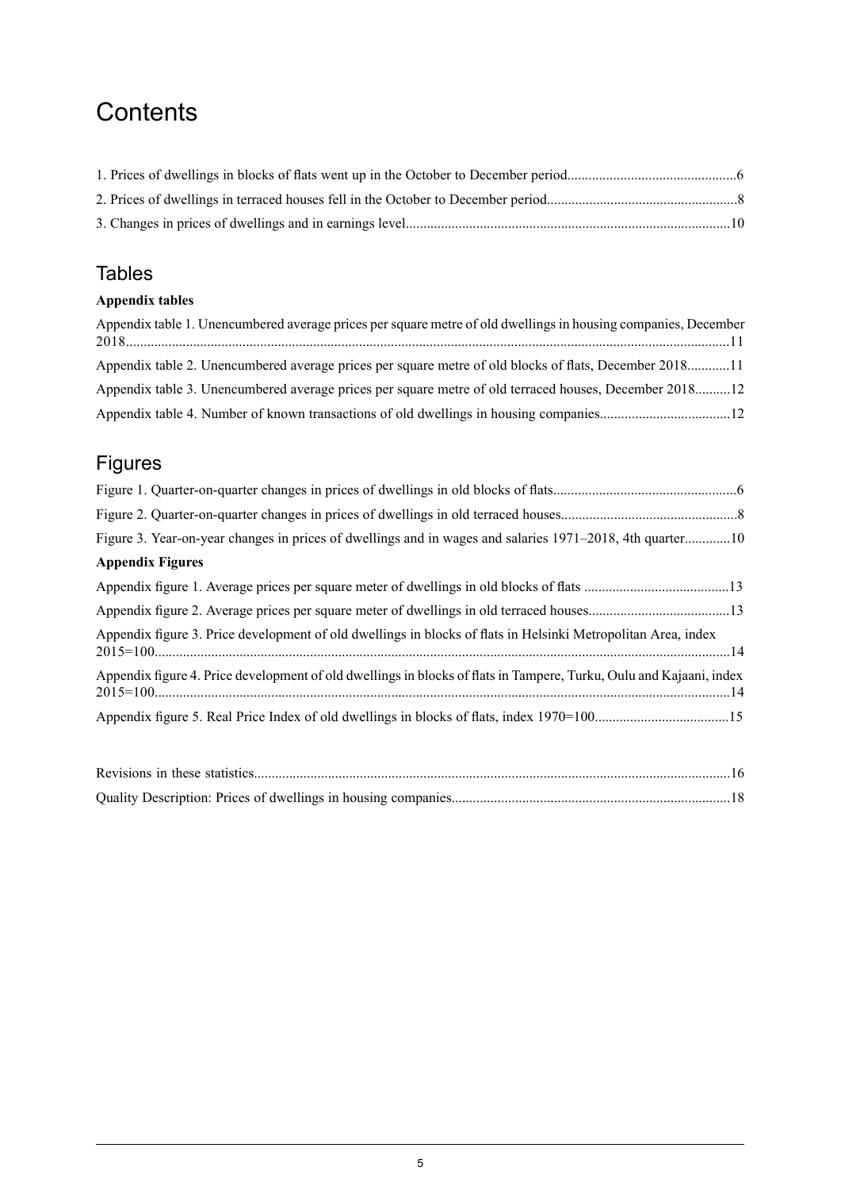# Contents

1. Prices of dwellings in blocks of flats went up in the October to December period...............................................6

2. Prices of dwellings in terraced houses fell in the October to December period.....................................................8

3. Changes in prices of dwellings and in earnings level..........................................................................................10

## Tables

**Appendix tables**

Appendix table 1. Unencumbered average prices per square metre of old dwellings in housing companies, December 2018........................................................................................................................................................11

Appendix table 2. Unencumbered average prices per square metre of old blocks of flats, December 2018............11

Appendix table 3. Unencumbered average prices per square metre of old terraced houses, December 2018..........12

Appendix table 4. Number of known transactions of old dwellings in housing companies.....................................12

## Figures

Figure 1. Quarter-on-quarter changes in prices of dwellings in old blocks of flats...................................................6

Figure 2. Quarter-on-quarter changes in prices of dwellings in old terraced houses.................................................8

Figure 3. Year-on-year changes in prices of dwellings and in wages and salaries 1971–2018, 4th quarter.............10

**Appendix Figures**

Appendix figure 1. Average prices per square meter of dwellings in old blocks of flats .........................................13

Appendix figure 2. Average prices per square meter of dwellings in old terraced houses.......................................13

Appendix figure 3. Price development of old dwellings in blocks of flats in Helsinki Metropolitan Area, index 2015=100................................................................................................................................................................14

Appendix figure 4. Price development of old dwellings in blocks of flats in Tampere, Turku, Oulu and Kajaani, index 2015=100................................................................................................................................................................14

Appendix figure 5. Real Price Index of old dwellings in blocks of flats, index 1970=100......................................15

Revisions in these statistics......................................................................................................................................16

Quality Description: Prices of dwellings in housing companies..............................................................................18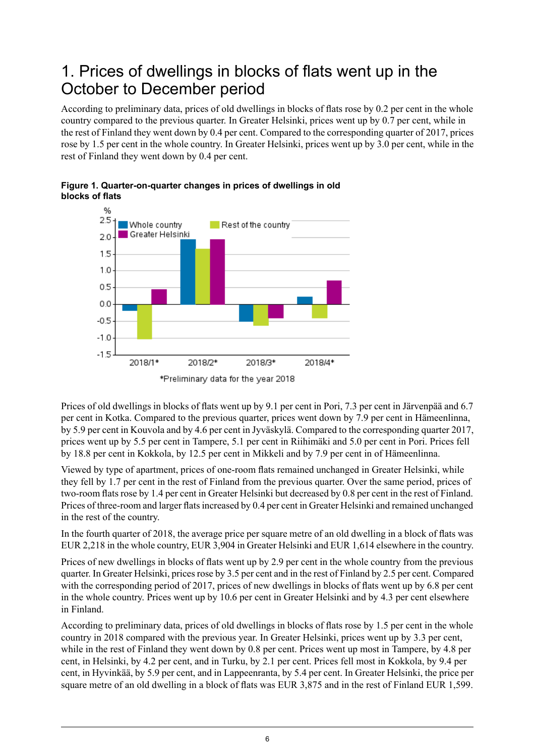# 1. Prices of dwellings in blocks of flats went up in the October to December period

According to preliminary data, prices of old dwellings in blocks of flats rose by 0.2 per cent in the whole country compared to the previous quarter. In Greater Helsinki, prices went up by 0.7 per cent, while in the rest of Finland they went down by 0.4 per cent. Compared to the corresponding quarter of 2017, prices rose by 1.5 per cent in the whole country. In Greater Helsinki, prices went up by 3.0 per cent, while in the rest of Finland they went down by 0.4 per cent.

**Figure 1. Quarter-on-quarter changes in prices of dwellings in old blocks of flats**

%
2.5
2.0
1.5
1.0
0.5
0.0
-0.5
-1.0
-1.5

Whole country
Greater Helsinki
Rest of the country

2018/1*
2018/2*
2018/3*
2018/4*

*Preliminary data for the year 2018

Prices of old dwellings in blocks of flats went up by 9.1 per cent in Pori, 7.3 per cent in Järvenpää and 6.7 per cent in Kotka. Compared to the previous quarter, prices went down by 7.9 per cent in Hämeenlinna, by 5.9 per cent in Kouvola and by 4.6 per cent in Jyväskylä. Compared to the corresponding quarter 2017, prices went up by 5.5 per cent in Tampere, 5.1 per cent in Riihimäki and 5.0 per cent in Pori. Prices fell by 18.8 per cent in Kokkola, by 12.5 per cent in Mikkeli and by 7.9 per cent in of Hämeenlinna.

Viewed by type of apartment, prices of one-room flats remained unchanged in Greater Helsinki, while they fell by 1.7 per cent in the rest of Finland from the previous quarter. Over the same period, prices of two-room flats rose by 1.4 per cent in Greater Helsinki but decreased by 0.8 per cent in the rest of Finland. Prices of three-room and larger flats increased by 0.4 per cent in Greater Helsinki and remained unchanged in the rest of the country.

In the fourth quarter of 2018, the average price per square metre of an old dwelling in a block of flats was EUR 2,218 in the whole country, EUR 3,904 in Greater Helsinki and EUR 1,614 elsewhere in the country.

Prices of new dwellings in blocks of flats went up by 2.9 per cent in the whole country from the previous quarter. In Greater Helsinki, prices rose by 3.5 per cent and in the rest of Finland by 2.5 per cent. Compared with the corresponding period of 2017, prices of new dwellings in blocks of flats went up by 6.8 per cent in the whole country. Prices went up by 10.6 per cent in Greater Helsinki and by 4.3 per cent elsewhere in Finland.

According to preliminary data, prices of old dwellings in blocks of flats rose by 1.5 per cent in the whole country in 2018 compared with the previous year. In Greater Helsinki, prices went up by 3.3 per cent, while in the rest of Finland they went down by 0.8 per cent. Prices went up most in Tampere, by 4.8 per cent, in Helsinki, by 4.2 per cent, and in Turku, by 2.1 per cent. Prices fell most in Kokkola, by 9.4 per cent, in Hyvinkää, by 5.9 per cent, and in Lappeenranta, by 5.4 per cent. In Greater Helsinki, the price per square metre of an old dwelling in a block of flats was EUR 3,875 and in the rest of Finland EUR 1,599.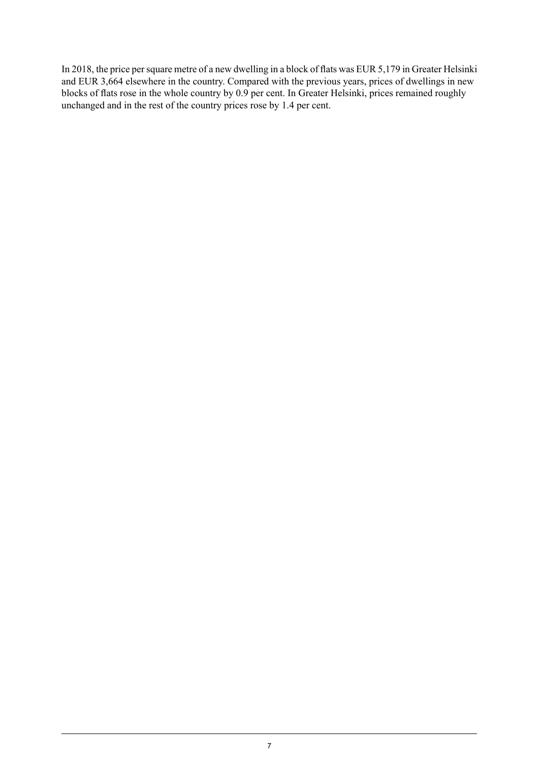In 2018, the price per square metre of a new dwelling in a block of flats was EUR 5,179 in Greater Helsinki and EUR 3,664 elsewhere in the country. Compared with the previous years, prices of dwellings in new blocks of flats rose in the whole country by 0.9 per cent. In Greater Helsinki, prices remained roughly unchanged and in the rest of the country prices rose by 1.4 per cent.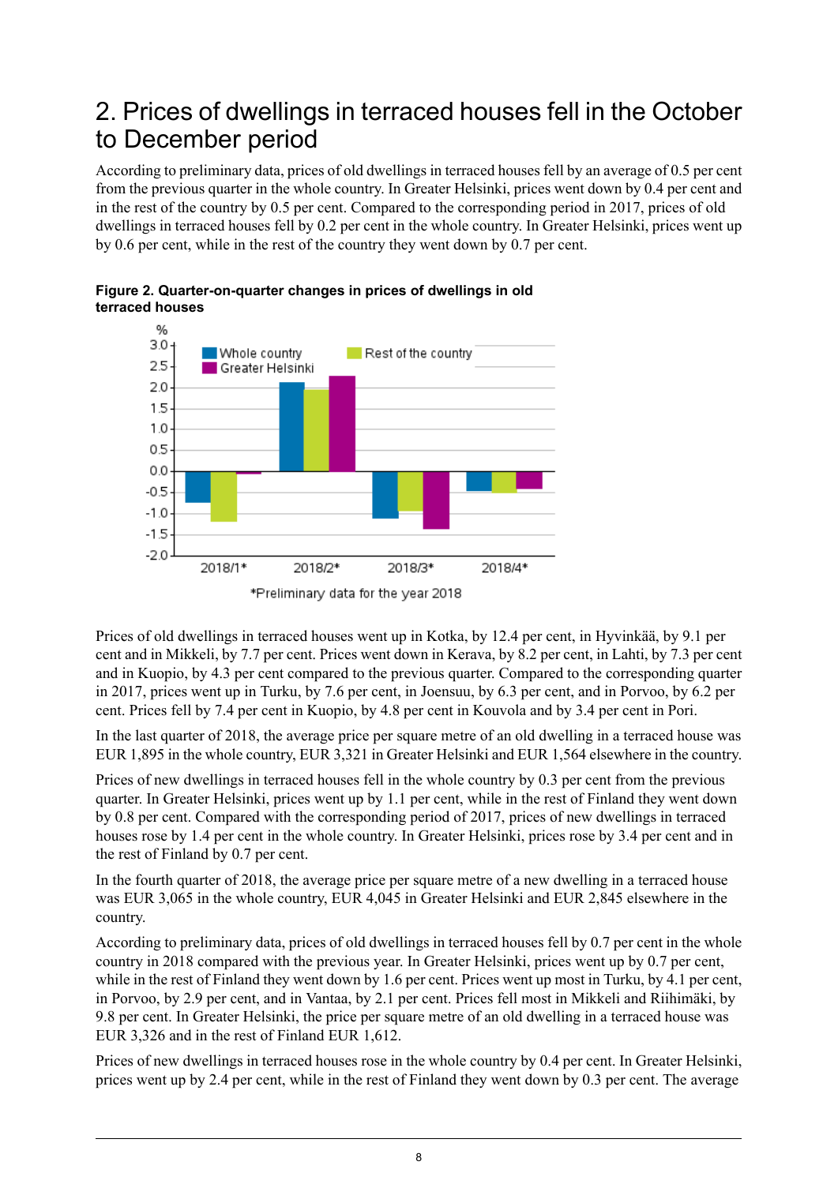## 2. Prices of dwellings in terraced houses fell in the October to December period

According to preliminary data, prices of old dwellings in terraced houses fell by an average of 0.5 per cent from the previous quarter in the whole country. In Greater Helsinki, prices went down by 0.4 per cent and in the rest of the country by 0.5 per cent. Compared to the corresponding period in 2017, prices of old dwellings in terraced houses fell by 0.2 per cent in the whole country. In Greater Helsinki, prices went up by 0.6 per cent, while in the rest of the country they went down by 0.7 per cent.

**Figure 2. Quarter-on-quarter changes in prices of dwellings in old terraced houses**

%
3.0
2.5
2.0
1.5
1.0
0.5
0.0
-0.5
-1.0
-1.5
-2.0

Whole country
Greater Helsinki
Rest of the country

2018/1*
2018/2*
2018/3*
2018/4*

*Preliminary data for the year 2018

Prices of old dwellings in terraced houses went up in Kotka, by 12.4 per cent, in Hyvinkää, by 9.1 per cent and in Mikkeli, by 7.7 per cent. Prices went down in Kerava, by 8.2 per cent, in Lahti, by 7.3 per cent and in Kuopio, by 4.3 per cent compared to the previous quarter. Compared to the corresponding quarter in 2017, prices went up in Turku, by 7.6 per cent, in Joensuu, by 6.3 per cent, and in Porvoo, by 6.2 per cent. Prices fell by 7.4 per cent in Kuopio, by 4.8 per cent in Kouvola and by 3.4 per cent in Pori.

In the last quarter of 2018, the average price per square metre of an old dwelling in a terraced house was EUR 1,895 in the whole country, EUR 3,321 in Greater Helsinki and EUR 1,564 elsewhere in the country.

Prices of new dwellings in terraced houses fell in the whole country by 0.3 per cent from the previous quarter. In Greater Helsinki, prices went up by 1.1 per cent, while in the rest of Finland they went down by 0.8 per cent. Compared with the corresponding period of 2017, prices of new dwellings in terraced houses rose by 1.4 per cent in the whole country. In Greater Helsinki, prices rose by 3.4 per cent and in the rest of Finland by 0.7 per cent.

In the fourth quarter of 2018, the average price per square metre of a new dwelling in a terraced house was EUR 3,065 in the whole country, EUR 4,045 in Greater Helsinki and EUR 2,845 elsewhere in the country.

According to preliminary data, prices of old dwellings in terraced houses fell by 0.7 per cent in the whole country in 2018 compared with the previous year. In Greater Helsinki, prices went up by 0.7 per cent, while in the rest of Finland they went down by 1.6 per cent. Prices went up most in Turku, by 4.1 per cent, in Porvoo, by 2.9 per cent, and in Vantaa, by 2.1 per cent. Prices fell most in Mikkeli and Riihimäki, by 9.8 per cent. In Greater Helsinki, the price per square metre of an old dwelling in a terraced house was EUR 3,326 and in the rest of Finland EUR 1,612.

Prices of new dwellings in terraced houses rose in the whole country by 0.4 per cent. In Greater Helsinki, prices went up by 2.4 per cent, while in the rest of Finland they went down by 0.3 per cent. The average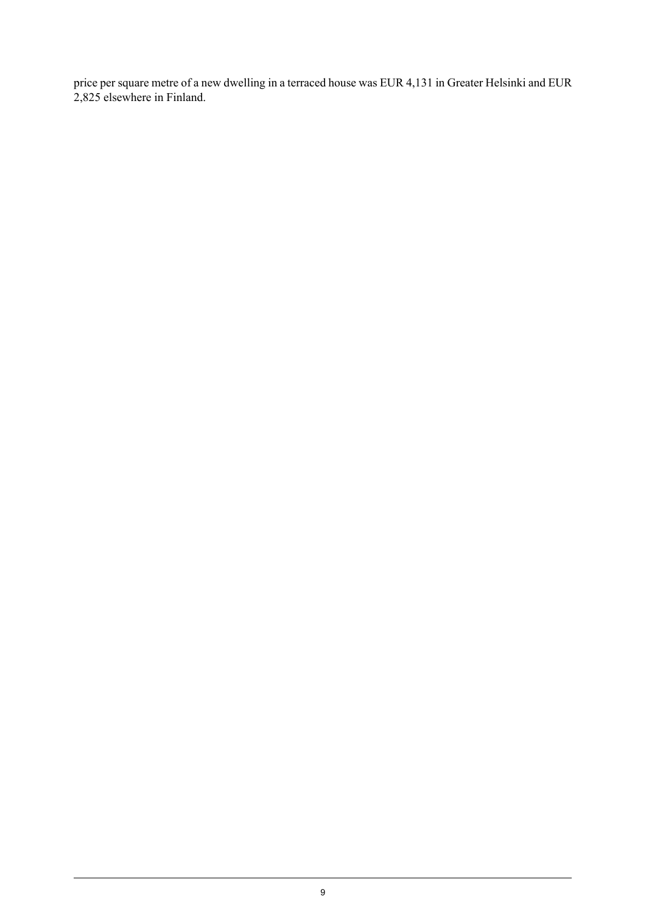price per square metre of a new dwelling in a terraced house was EUR 4,131 in Greater Helsinki and EUR 2,825 elsewhere in Finland.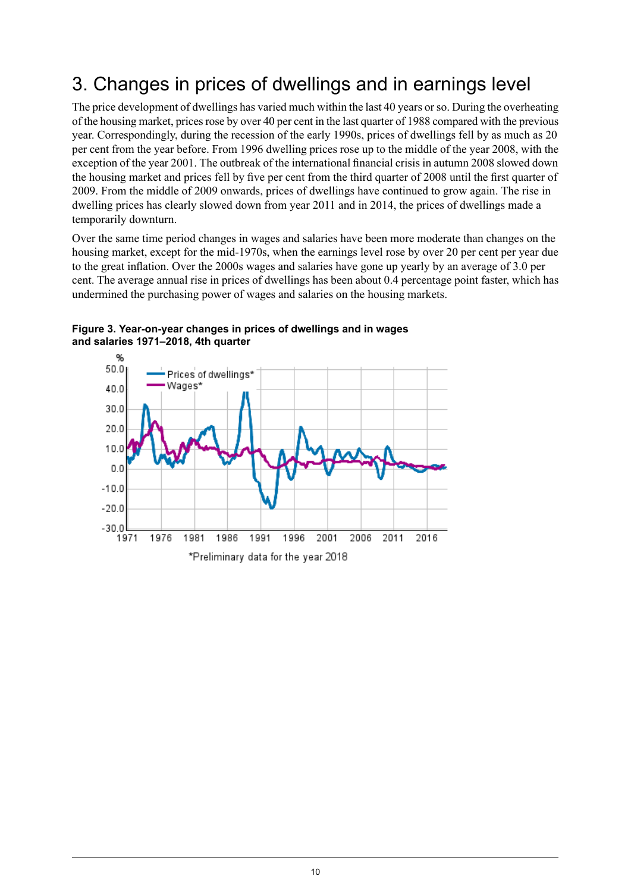# 3. Changes in prices of dwellings and in earnings level

The price development of dwellings has varied much within the last 40 years or so. During the overheating of the housing market, prices rose by over 40 per cent in the last quarter of 1988 compared with the previous year. Correspondingly, during the recession of the early 1990s, prices of dwellings fell by as much as 20 per cent from the year before. From 1996 dwelling prices rose up to the middle of the year 2008, with the exception of the year 2001. The outbreak of the international financial crisis in autumn 2008 slowed down the housing market and prices fell by five per cent from the third quarter of 2008 until the first quarter of 2009. From the middle of 2009 onwards, prices of dwellings have continued to grow again. The rise in dwelling prices has clearly slowed down from year 2011 and in 2014, the prices of dwellings made a temporarily downturn.

Over the same time period changes in wages and salaries have been more moderate than changes on the housing market, except for the mid-1970s, when the earnings level rose by over 20 per cent per year due to the great inflation. Over the 2000s wages and salaries have gone up yearly by an average of 3.0 per cent. The average annual rise in prices of dwellings has been about 0.4 percentage point faster, which has undermined the purchasing power of wages and salaries on the housing markets.

**Figure 3. Year-on-year changes in prices of dwellings and in wages and salaries 1971–2018, 4th quarter**

%
50.0
40.0
30.0
20.0
10.0
0.0
-10.0
-20.0
-30.0

1971 1976 1981 1986 1991 1996 2001 2006 2011 2016

Prices of dwellings*
Wages*

*Preliminary data for the year 2018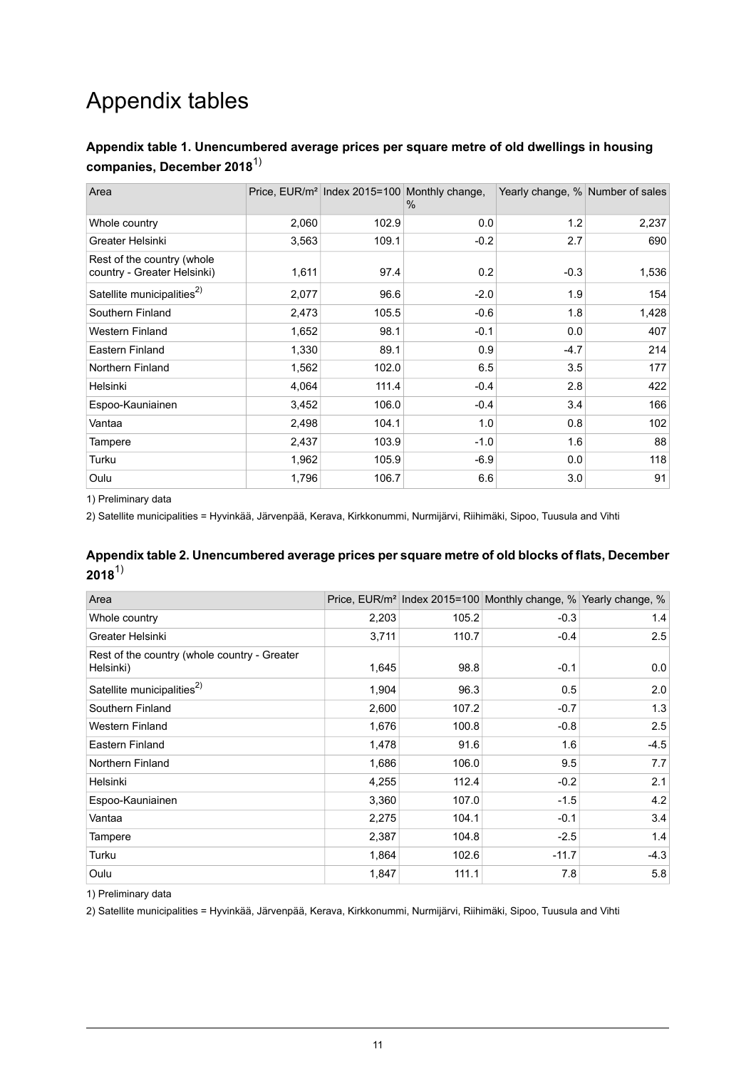# Appendix tables

### Appendix table 1. Unencumbered average prices per square metre of old dwellings in housing companies, December 2018[1)]

| Area | Price, EUR/m² | Index 2015=100 | Monthly change, % | Yearly change, % | Number of sales |
|---|---|---|---|---|---|
| Whole country | 2,060 | 102.9 | 0.0 | 1.2 | 2,237 |
| Greater Helsinki | 3,563 | 109.1 | -0.2 | 2.7 | 690 |
| Rest of the country (whole country - Greater Helsinki) | 1,611 | 97.4 | 0.2 | -0.3 | 1,536 |
| Satellite municipalities[2)] | 2,077 | 96.6 | -2.0 | 1.9 | 154 |
| Southern Finland | 2,473 | 105.5 | -0.6 | 1.8 | 1,428 |
| Western Finland | 1,652 | 98.1 | -0.1 | 0.0 | 407 |
| Eastern Finland | 1,330 | 89.1 | 0.9 | -4.7 | 214 |
| Northern Finland | 1,562 | 102.0 | 6.5 | 3.5 | 177 |
| Helsinki | 4,064 | 111.4 | -0.4 | 2.8 | 422 |
| Espoo-Kauniainen | 3,452 | 106.0 | -0.4 | 3.4 | 166 |
| Vantaa | 2,498 | 104.1 | 1.0 | 0.8 | 102 |
| Tampere | 2,437 | 103.9 | -1.0 | 1.6 | 88 |
| Turku | 1,962 | 105.9 | -6.9 | 0.0 | 118 |
| Oulu | 1,796 | 106.7 | 6.6 | 3.0 | 91 |

1) Preliminary data

2) Satellite municipalities = Hyvinkää, Järvenpää, Kerava, Kirkkonummi, Nurmijärvi, Riihimäki, Sipoo, Tuusula and Vihti

### Appendix table 2. Unencumbered average prices per square metre of old blocks of flats, December 2018[1)]

| Area | Price, EUR/m² | Index 2015=100 | Monthly change, % | Yearly change, % |
|---|---|---|---|---|
| Whole country | 2,203 | 105.2 | -0.3 | 1.4 |
| Greater Helsinki | 3,711 | 110.7 | -0.4 | 2.5 |
| Rest of the country (whole country - Greater Helsinki) | 1,645 | 98.8 | -0.1 | 0.0 |
| Satellite municipalities[2)] | 1,904 | 96.3 | 0.5 | 2.0 |
| Southern Finland | 2,600 | 107.2 | -0.7 | 1.3 |
| Western Finland | 1,676 | 100.8 | -0.8 | 2.5 |
| Eastern Finland | 1,478 | 91.6 | 1.6 | -4.5 |
| Northern Finland | 1,686 | 106.0 | 9.5 | 7.7 |
| Helsinki | 4,255 | 112.4 | -0.2 | 2.1 |
| Espoo-Kauniainen | 3,360 | 107.0 | -1.5 | 4.2 |
| Vantaa | 2,275 | 104.1 | -0.1 | 3.4 |
| Tampere | 2,387 | 104.8 | -2.5 | 1.4 |
| Turku | 1,864 | 102.6 | -11.7 | -4.3 |
| Oulu | 1,847 | 111.1 | 7.8 | 5.8 |

1) Preliminary data

2) Satellite municipalities = Hyvinkää, Järvenpää, Kerava, Kirkkonummi, Nurmijärvi, Riihimäki, Sipoo, Tuusula and Vihti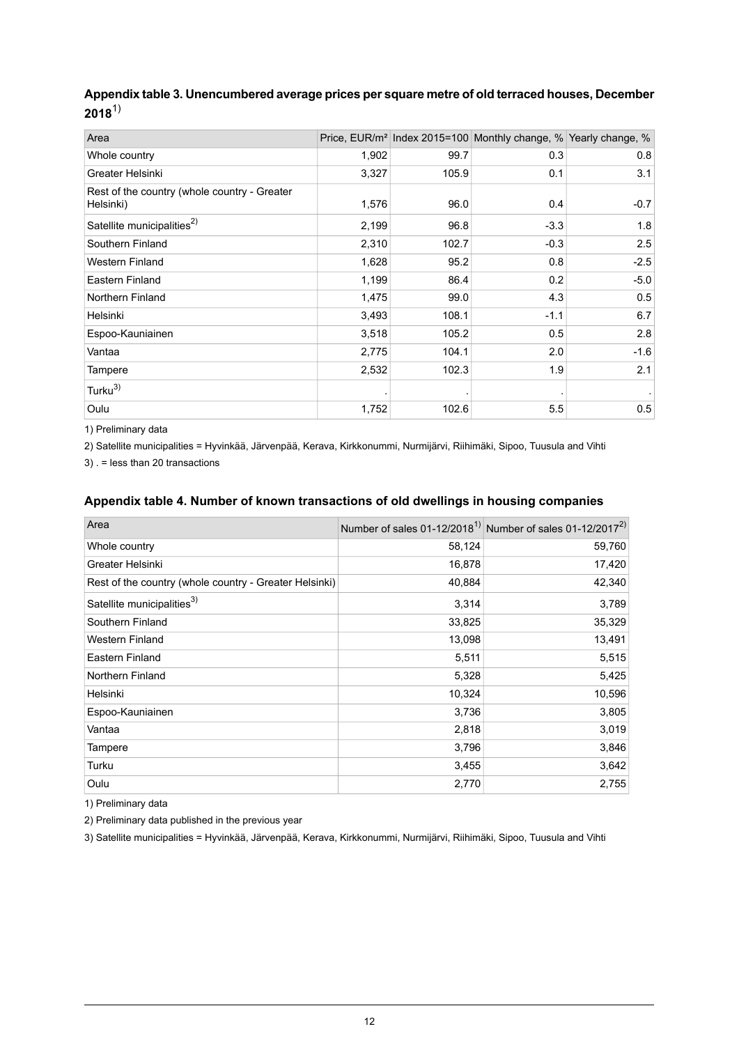### Appendix table 3. Unencumbered average prices per square metre of old terraced houses, December 2018[1)]

| Area | Price, EUR/m² | Index 2015=100 | Monthly change, % | Yearly change, % |
|---|---|---|---|---|
| Whole country | 1,902 | 99.7 | 0.3 | 0.8 |
| Greater Helsinki | 3,327 | 105.9 | 0.1 | 3.1 |
| Rest of the country (whole country - Greater Helsinki) | 1,576 | 96.0 | 0.4 | -0.7 |
| Satellite municipalities[2)] | 2,199 | 96.8 | -3.3 | 1.8 |
| Southern Finland | 2,310 | 102.7 | -0.3 | 2.5 |
| Western Finland | 1,628 | 95.2 | 0.8 | -2.5 |
| Eastern Finland | 1,199 | 86.4 | 0.2 | -5.0 |
| Northern Finland | 1,475 | 99.0 | 4.3 | 0.5 |
| Helsinki | 3,493 | 108.1 | -1.1 | 6.7 |
| Espoo-Kauniainen | 3,518 | 105.2 | 0.5 | 2.8 |
| Vantaa | 2,775 | 104.1 | 2.0 | -1.6 |
| Tampere | 2,532 | 102.3 | 1.9 | 2.1 |
| Turku[3)] | . | . | . | . |
| Oulu | 1,752 | 102.6 | 5.5 | 0.5 |

1) Preliminary data

2) Satellite municipalities = Hyvinkää, Järvenpää, Kerava, Kirkkonummi, Nurmijärvi, Riihimäki, Sipoo, Tuusula and Vihti

3) . = less than 20 transactions

### Appendix table 4. Number of known transactions of old dwellings in housing companies

| Area | Number of sales 01-12/2018[1)] | Number of sales 01-12/2017[2)] |
|---|---|---|
| Whole country | 58,124 | 59,760 |
| Greater Helsinki | 16,878 | 17,420 |
| Rest of the country (whole country - Greater Helsinki) | 40,884 | 42,340 |
| Satellite municipalities[3)] | 3,314 | 3,789 |
| Southern Finland | 33,825 | 35,329 |
| Western Finland | 13,098 | 13,491 |
| Eastern Finland | 5,511 | 5,515 |
| Northern Finland | 5,328 | 5,425 |
| Helsinki | 10,324 | 10,596 |
| Espoo-Kauniainen | 3,736 | 3,805 |
| Vantaa | 2,818 | 3,019 |
| Tampere | 3,796 | 3,846 |
| Turku | 3,455 | 3,642 |
| Oulu | 2,770 | 2,755 |

1) Preliminary data

2) Preliminary data published in the previous year

3) Satellite municipalities = Hyvinkää, Järvenpää, Kerava, Kirkkonummi, Nurmijärvi, Riihimäki, Sipoo, Tuusula and Vihti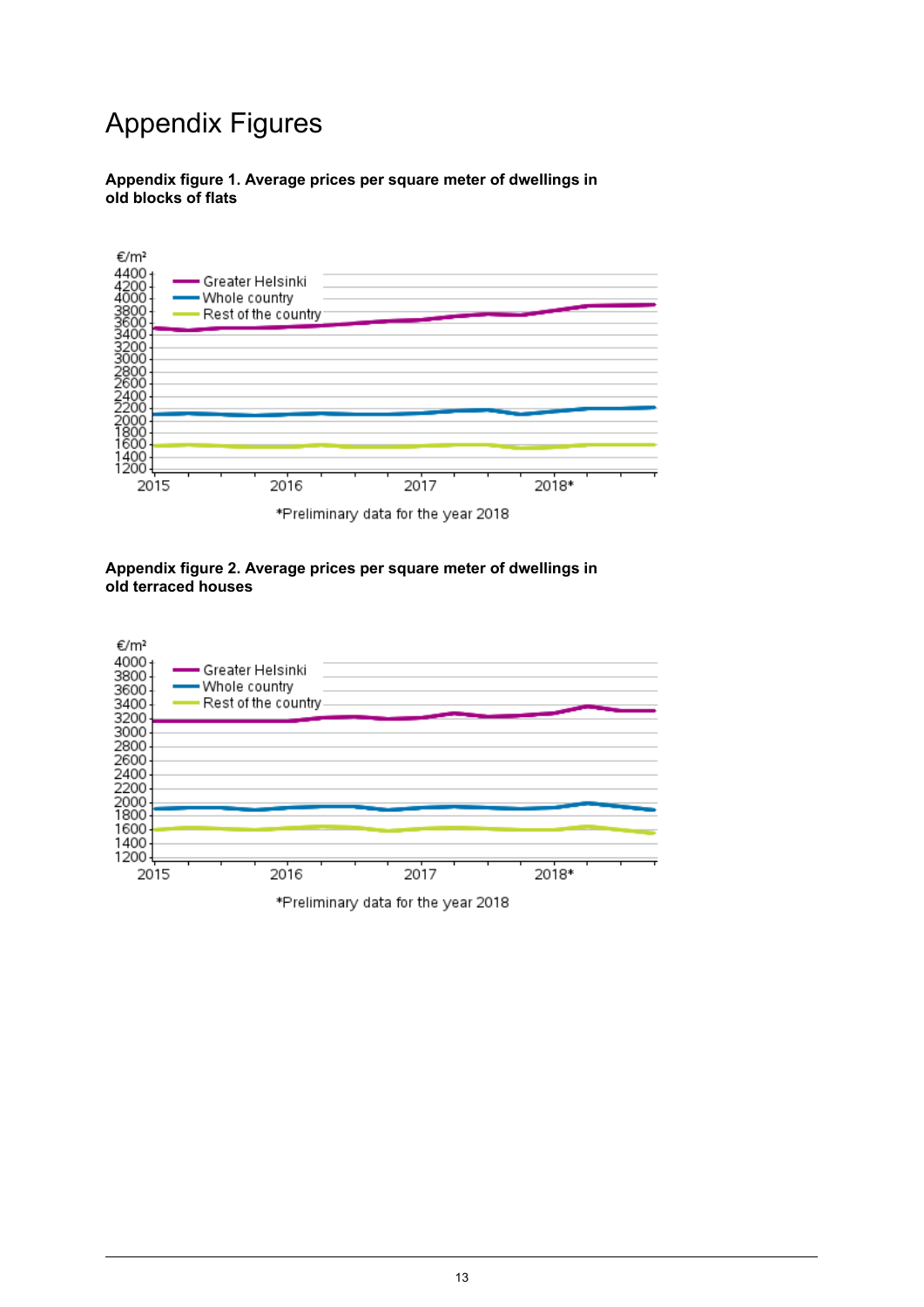# Appendix Figures

**Appendix figure 1. Average prices per square meter of dwellings in old blocks of flats**

€/m²

4400
4200
4000
3800
3600
3400
3200
3000
2800
2600
2400
2200
2000
1800
1600
1400
1200

Greater Helsinki
Whole country
Rest of the country

2015
2016
2017
2018*

*Preliminary data for the year 2018

**Appendix figure 2. Average prices per square meter of dwellings in old terraced houses**

€/m²

4000
3800
3600
3400
3200
3000
2800
2600
2400
2200
2000
1800
1600
1400
1200

Greater Helsinki
Whole country
Rest of the country

2015
2016
2017
2018*

*Preliminary data for the year 2018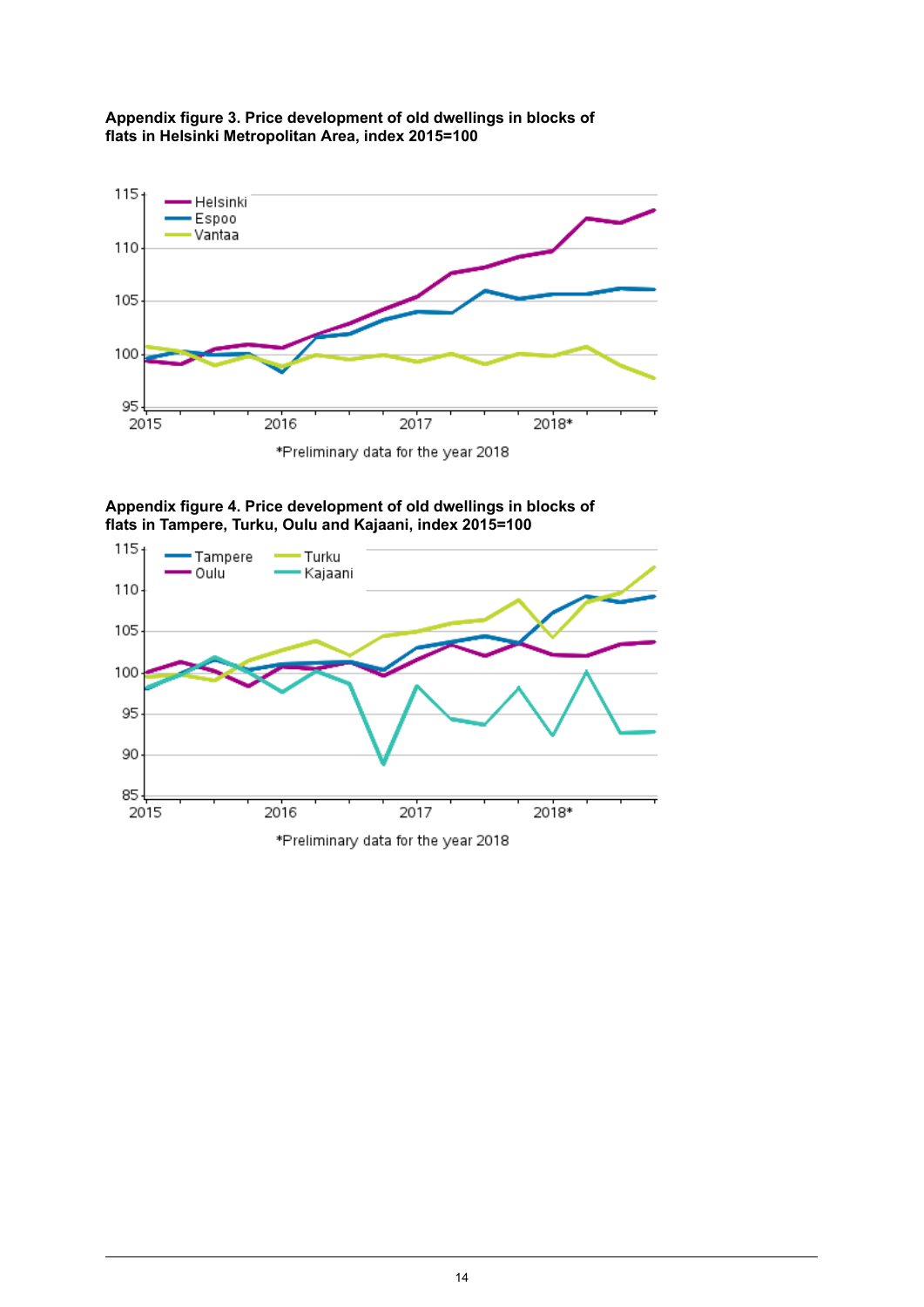**Appendix figure 3. Price development of old dwellings in blocks of flats in Helsinki Metropolitan Area, index 2015=100**

115
110
105
100
95

Helsinki
Espoo
Vantaa

2015
2016
2017
2018*

*Preliminary data for the year 2018

**Appendix figure 4. Price development of old dwellings in blocks of flats in Tampere, Turku, Oulu and Kajaani, index 2015=100**

115
110
105
100
95
90
85

Tampere
Oulu
Turku
Kajaani

2015
2016
2017
2018*

*Preliminary data for the year 2018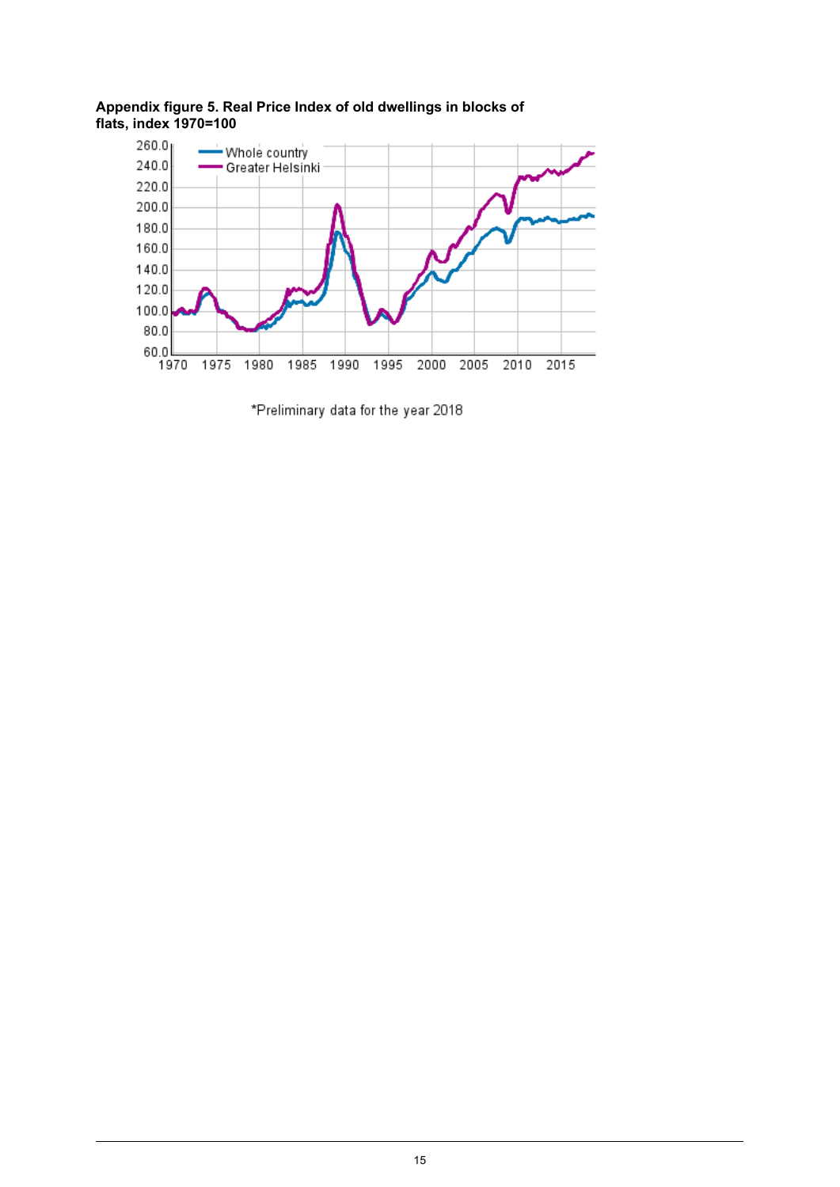**Appendix figure 5. Real Price Index of old dwellings in blocks of flats, index 1970=100**

260.0
240.0
220.0
200.0
180.0
160.0
140.0
120.0
100.0
80.0
60.0

1970 1975 1980 1985 1990 1995 2000 2005 2010 2015

Whole country
Greater Helsinki

*Preliminary data for the year 2018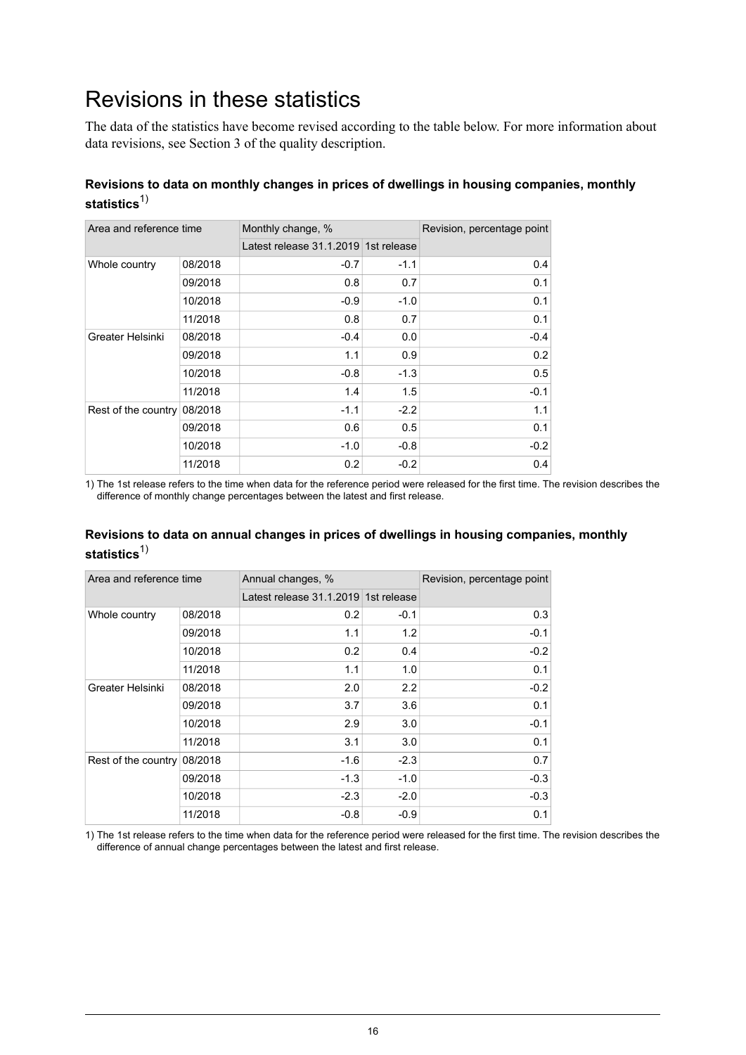# Revisions in these statistics

The data of the statistics have become revised according to the table below. For more information about data revisions, see Section 3 of the quality description.

### Revisions to data on monthly changes in prices of dwellings in housing companies, monthly statistics[1)]

| Area and reference time | | Monthly change, % | | Revision, percentage point |
|---|---|---|---|---|
| | | Latest release 31.1.2019 | 1st release | |
| Whole country | 08/2018 | -0.7 | -1.1 | 0.4 |
| | 09/2018 | 0.8 | 0.7 | 0.1 |
| | 10/2018 | -0.9 | -1.0 | 0.1 |
| | 11/2018 | 0.8 | 0.7 | 0.1 |
| Greater Helsinki | 08/2018 | -0.4 | 0.0 | -0.4 |
| | 09/2018 | 1.1 | 0.9 | 0.2 |
| | 10/2018 | -0.8 | -1.3 | 0.5 |
| | 11/2018 | 1.4 | 1.5 | -0.1 |
| Rest of the country | 08/2018 | -1.1 | -2.2 | 1.1 |
| | 09/2018 | 0.6 | 0.5 | 0.1 |
| | 10/2018 | -1.0 | -0.8 | -0.2 |
| | 11/2018 | 0.2 | -0.2 | 0.4 |

1) The 1st release refers to the time when data for the reference period were released for the first time. The revision describes the difference of monthly change percentages between the latest and first release.

### Revisions to data on annual changes in prices of dwellings in housing companies, monthly statistics[1)]

| Area and reference time | | Annual changes, % | | Revision, percentage point |
|---|---|---|---|---|
| | | Latest release 31.1.2019 | 1st release | |
| Whole country | 08/2018 | 0.2 | -0.1 | 0.3 |
| | 09/2018 | 1.1 | 1.2 | -0.1 |
| | 10/2018 | 0.2 | 0.4 | -0.2 |
| | 11/2018 | 1.1 | 1.0 | 0.1 |
| Greater Helsinki | 08/2018 | 2.0 | 2.2 | -0.2 |
| | 09/2018 | 3.7 | 3.6 | 0.1 |
| | 10/2018 | 2.9 | 3.0 | -0.1 |
| | 11/2018 | 3.1 | 3.0 | 0.1 |
| Rest of the country | 08/2018 | -1.6 | -2.3 | 0.7 |
| | 09/2018 | -1.3 | -1.0 | -0.3 |
| | 10/2018 | -2.3 | -2.0 | -0.3 |
| | 11/2018 | -0.8 | -0.9 | 0.1 |

1) The 1st release refers to the time when data for the reference period were released for the first time. The revision describes the difference of annual change percentages between the latest and first release.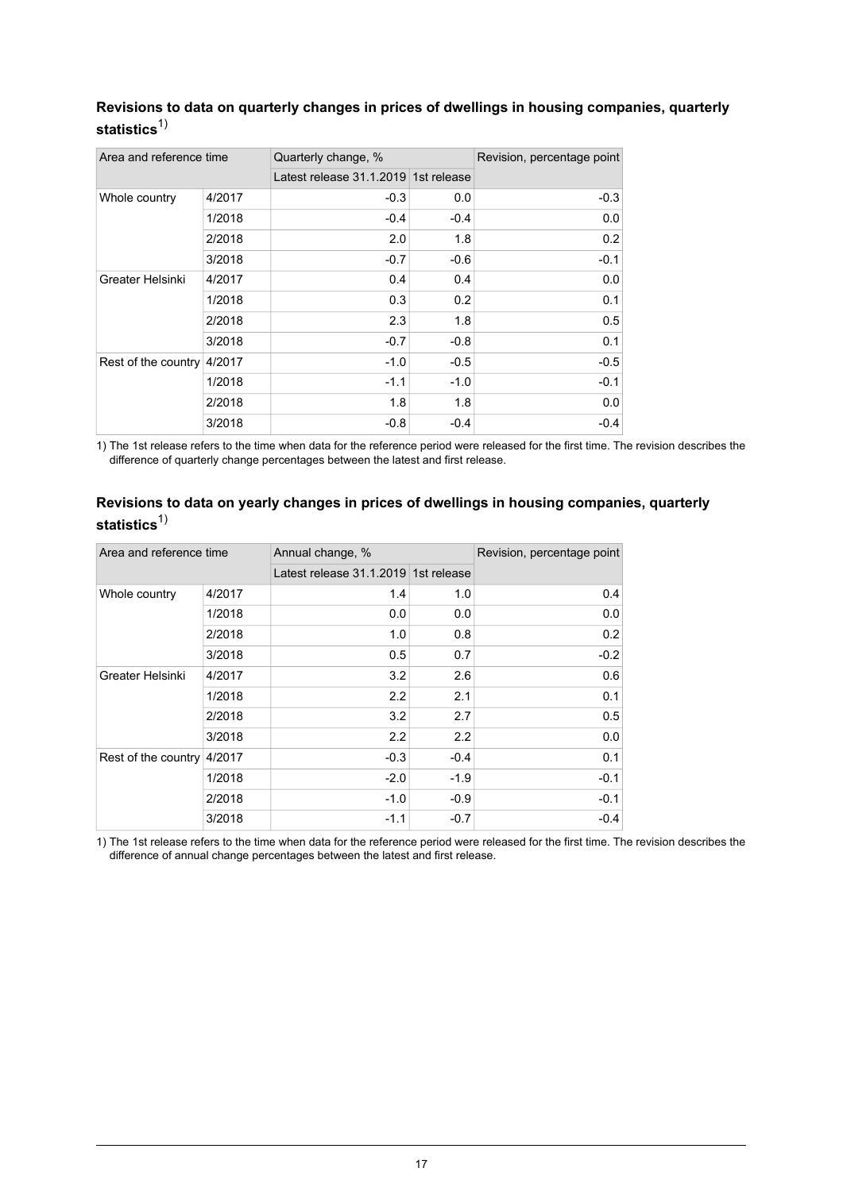### Revisions to data on quarterly changes in prices of dwellings in housing companies, quarterly statistics[1)]

| Area and reference time | | Quarterly change, % | | Revision, percentage point |
|---|---|---|---|---|
| | | Latest release 31.1.2019 | 1st release | |
| Whole country | 4/2017 | -0.3 | 0.0 | -0.3 |
| | 1/2018 | -0.4 | -0.4 | 0.0 |
| | 2/2018 | 2.0 | 1.8 | 0.2 |
| | 3/2018 | -0.7 | -0.6 | -0.1 |
| Greater Helsinki | 4/2017 | 0.4 | 0.4 | 0.0 |
| | 1/2018 | 0.3 | 0.2 | 0.1 |
| | 2/2018 | 2.3 | 1.8 | 0.5 |
| | 3/2018 | -0.7 | -0.8 | 0.1 |
| Rest of the country | 4/2017 | -1.0 | -0.5 | -0.5 |
| | 1/2018 | -1.1 | -1.0 | -0.1 |
| | 2/2018 | 1.8 | 1.8 | 0.0 |
| | 3/2018 | -0.8 | -0.4 | -0.4 |

1) The 1st release refers to the time when data for the reference period were released for the first time. The revision describes the difference of quarterly change percentages between the latest and first release.

### Revisions to data on yearly changes in prices of dwellings in housing companies, quarterly statistics[1)]

| Area and reference time | | Annual change, % | | Revision, percentage point |
|---|---|---|---|---|
| | | Latest release 31.1.2019 | 1st release | |
| Whole country | 4/2017 | 1.4 | 1.0 | 0.4 |
| | 1/2018 | 0.0 | 0.0 | 0.0 |
| | 2/2018 | 1.0 | 0.8 | 0.2 |
| | 3/2018 | 0.5 | 0.7 | -0.2 |
| Greater Helsinki | 4/2017 | 3.2 | 2.6 | 0.6 |
| | 1/2018 | 2.2 | 2.1 | 0.1 |
| | 2/2018 | 3.2 | 2.7 | 0.5 |
| | 3/2018 | 2.2 | 2.2 | 0.0 |
| Rest of the country | 4/2017 | -0.3 | -0.4 | 0.1 |
| | 1/2018 | -2.0 | -1.9 | -0.1 |
| | 2/2018 | -1.0 | -0.9 | -0.1 |
| | 3/2018 | -1.1 | -0.7 | -0.4 |

1) The 1st release refers to the time when data for the reference period were released for the first time. The revision describes the difference of annual change percentages between the latest and first release.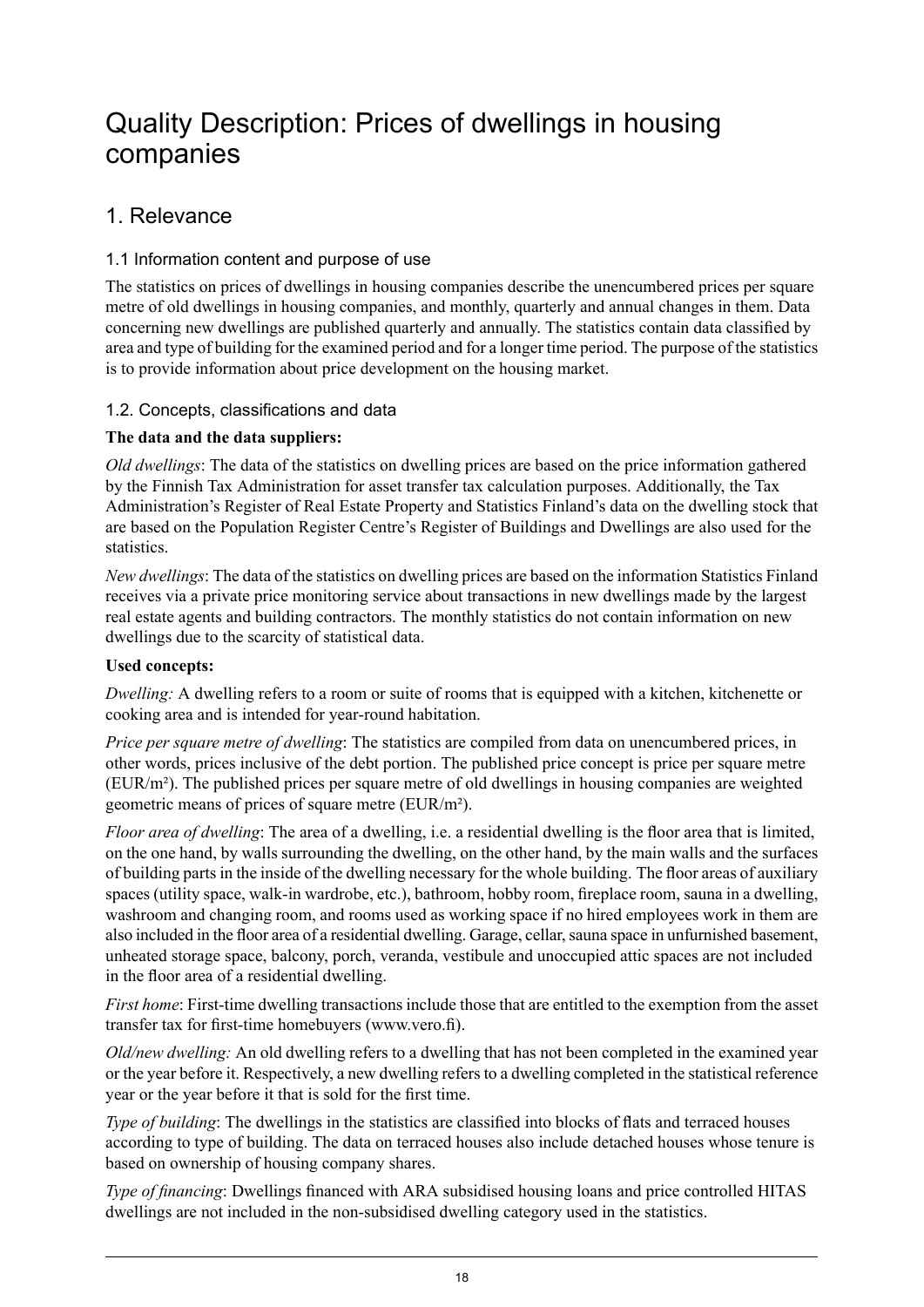# Quality Description: Prices of dwellings in housing companies

## 1. Relevance

### 1.1 Information content and purpose of use

The statistics on prices of dwellings in housing companies describe the unencumbered prices per square metre of old dwellings in housing companies, and monthly, quarterly and annual changes in them. Data concerning new dwellings are published quarterly and annually. The statistics contain data classified by area and type of building for the examined period and for a longer time period. The purpose of the statistics is to provide information about price development on the housing market.

### 1.2. Concepts, classifications and data

**The data and the data suppliers:**

*Old dwellings*: The data of the statistics on dwelling prices are based on the price information gathered by the Finnish Tax Administration for asset transfer tax calculation purposes. Additionally, the Tax Administration's Register of Real Estate Property and Statistics Finland's data on the dwelling stock that are based on the Population Register Centre's Register of Buildings and Dwellings are also used for the statistics.

*New dwellings*: The data of the statistics on dwelling prices are based on the information Statistics Finland receives via a private price monitoring service about transactions in new dwellings made by the largest real estate agents and building contractors. The monthly statistics do not contain information on new dwellings due to the scarcity of statistical data.

**Used concepts:**

*Dwelling:* A dwelling refers to a room or suite of rooms that is equipped with a kitchen, kitchenette or cooking area and is intended for year-round habitation.

*Price per square metre of dwelling*: The statistics are compiled from data on unencumbered prices, in other words, prices inclusive of the debt portion. The published price concept is price per square metre (EUR/m²). The published prices per square metre of old dwellings in housing companies are weighted geometric means of prices of square metre (EUR/m²).

*Floor area of dwelling*: The area of a dwelling, i.e. a residential dwelling is the floor area that is limited, on the one hand, by walls surrounding the dwelling, on the other hand, by the main walls and the surfaces of building parts in the inside of the dwelling necessary for the whole building. The floor areas of auxiliary spaces (utility space, walk-in wardrobe, etc.), bathroom, hobby room, fireplace room, sauna in a dwelling, washroom and changing room, and rooms used as working space if no hired employees work in them are also included in the floor area of a residential dwelling. Garage, cellar, sauna space in unfurnished basement, unheated storage space, balcony, porch, veranda, vestibule and unoccupied attic spaces are not included in the floor area of a residential dwelling.

*First home*: First-time dwelling transactions include those that are entitled to the exemption from the asset transfer tax for first-time homebuyers (www.vero.fi).

*Old/new dwelling:* An old dwelling refers to a dwelling that has not been completed in the examined year or the year before it. Respectively, a new dwelling refers to a dwelling completed in the statistical reference year or the year before it that is sold for the first time.

*Type of building*: The dwellings in the statistics are classified into blocks of flats and terraced houses according to type of building. The data on terraced houses also include detached houses whose tenure is based on ownership of housing company shares.

*Type of financing*: Dwellings financed with ARA subsidised housing loans and price controlled HITAS dwellings are not included in the non-subsidised dwelling category used in the statistics.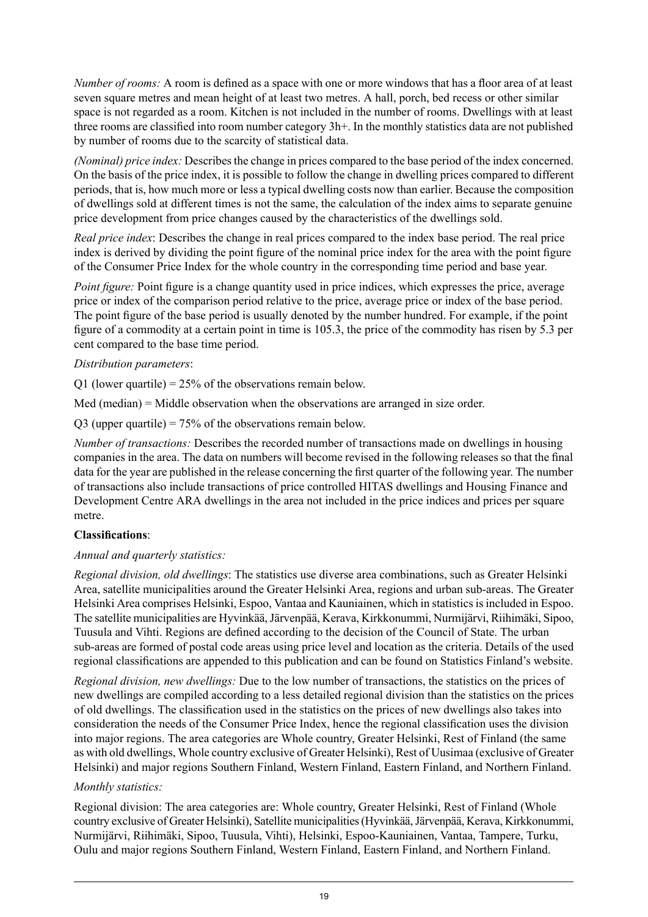*Number of rooms:* A room is defined as a space with one or more windows that has a floor area of at least seven square metres and mean height of at least two metres. A hall, porch, bed recess or other similar space is not regarded as a room. Kitchen is not included in the number of rooms. Dwellings with at least three rooms are classified into room number category 3h+. In the monthly statistics data are not published by number of rooms due to the scarcity of statistical data.

*(Nominal) price index:* Describes the change in prices compared to the base period of the index concerned. On the basis of the price index, it is possible to follow the change in dwelling prices compared to different periods, that is, how much more or less a typical dwelling costs now than earlier. Because the composition of dwellings sold at different times is not the same, the calculation of the index aims to separate genuine price development from price changes caused by the characteristics of the dwellings sold.

*Real price index*: Describes the change in real prices compared to the index base period. The real price index is derived by dividing the point figure of the nominal price index for the area with the point figure of the Consumer Price Index for the whole country in the corresponding time period and base year.

*Point figure:* Point figure is a change quantity used in price indices, which expresses the price, average price or index of the comparison period relative to the price, average price or index of the base period. The point figure of the base period is usually denoted by the number hundred. For example, if the point figure of a commodity at a certain point in time is 105.3, the price of the commodity has risen by 5.3 per cent compared to the base time period.

*Distribution parameters*:

Q1 (lower quartile) = 25% of the observations remain below.

Med (median) = Middle observation when the observations are arranged in size order.

Q3 (upper quartile) = 75% of the observations remain below.

*Number of transactions:* Describes the recorded number of transactions made on dwellings in housing companies in the area. The data on numbers will become revised in the following releases so that the final data for the year are published in the release concerning the first quarter of the following year. The number of transactions also include transactions of price controlled HITAS dwellings and Housing Finance and Development Centre ARA dwellings in the area not included in the price indices and prices per square metre.

**Classifications**:

*Annual and quarterly statistics:*

*Regional division, old dwellings*: The statistics use diverse area combinations, such as Greater Helsinki Area, satellite municipalities around the Greater Helsinki Area, regions and urban sub-areas. The Greater Helsinki Area comprises Helsinki, Espoo, Vantaa and Kauniainen, which in statistics is included in Espoo. The satellite municipalities are Hyvinkää, Järvenpää, Kerava, Kirkkonummi, Nurmijärvi, Riihimäki, Sipoo, Tuusula and Vihti. Regions are defined according to the decision of the Council of State. The urban sub-areas are formed of postal code areas using price level and location as the criteria. Details of the used regional classifications are appended to this publication and can be found on Statistics Finland's website.

*Regional division, new dwellings:* Due to the low number of transactions, the statistics on the prices of new dwellings are compiled according to a less detailed regional division than the statistics on the prices of old dwellings. The classification used in the statistics on the prices of new dwellings also takes into consideration the needs of the Consumer Price Index, hence the regional classification uses the division into major regions. The area categories are Whole country, Greater Helsinki, Rest of Finland (the same as with old dwellings, Whole country exclusive of Greater Helsinki), Rest of Uusimaa (exclusive of Greater Helsinki) and major regions Southern Finland, Western Finland, Eastern Finland, and Northern Finland.

*Monthly statistics:*

Regional division: The area categories are: Whole country, Greater Helsinki, Rest of Finland (Whole country exclusive of Greater Helsinki), Satellite municipalities (Hyvinkää, Järvenpää, Kerava, Kirkkonummi, Nurmijärvi, Riihimäki, Sipoo, Tuusula, Vihti), Helsinki, Espoo-Kauniainen, Vantaa, Tampere, Turku, Oulu and major regions Southern Finland, Western Finland, Eastern Finland, and Northern Finland.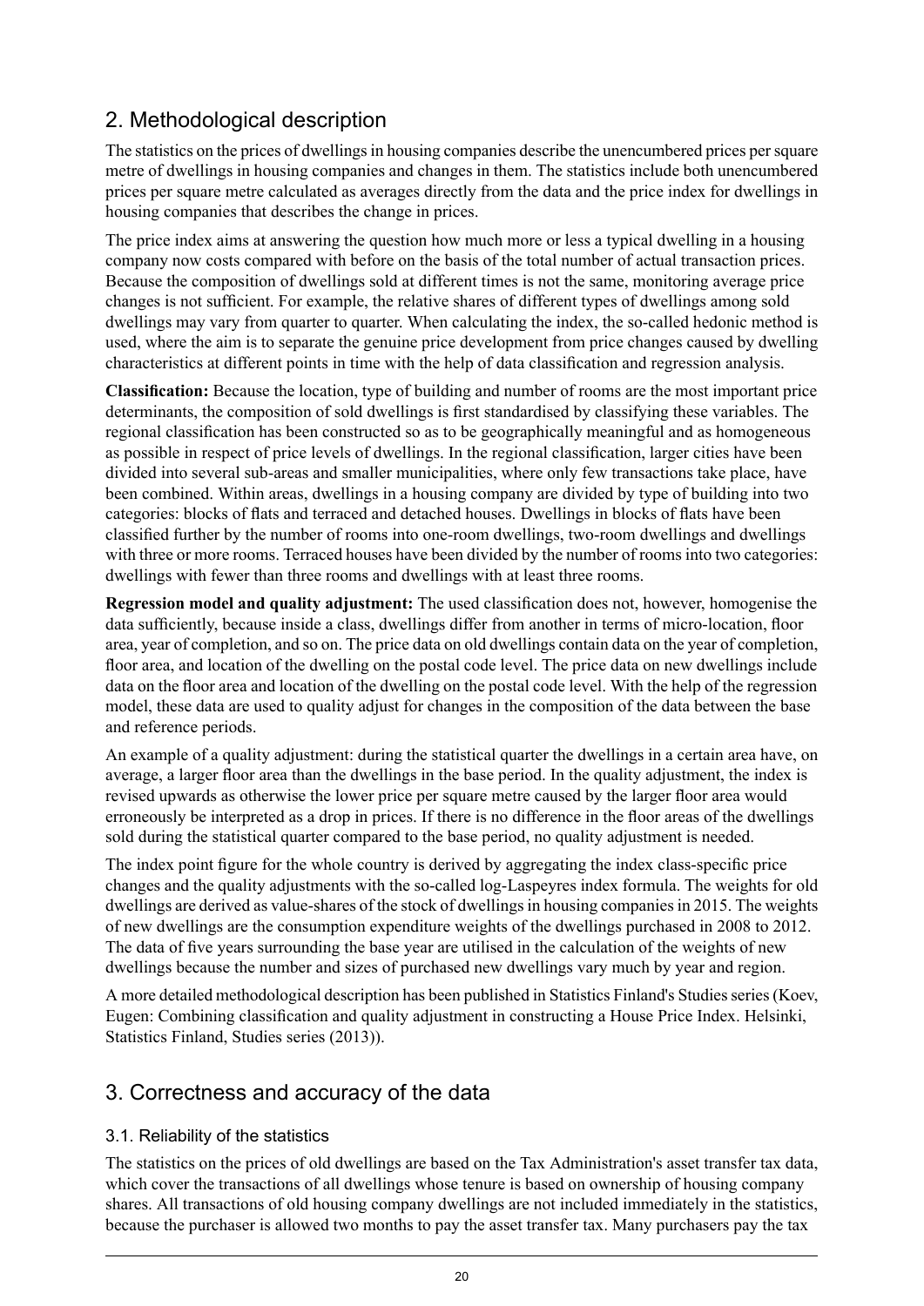## 2. Methodological description

The statistics on the prices of dwellings in housing companies describe the unencumbered prices per square metre of dwellings in housing companies and changes in them. The statistics include both unencumbered prices per square metre calculated as averages directly from the data and the price index for dwellings in housing companies that describes the change in prices.

The price index aims at answering the question how much more or less a typical dwelling in a housing company now costs compared with before on the basis of the total number of actual transaction prices. Because the composition of dwellings sold at different times is not the same, monitoring average price changes is not sufficient. For example, the relative shares of different types of dwellings among sold dwellings may vary from quarter to quarter. When calculating the index, the so-called hedonic method is used, where the aim is to separate the genuine price development from price changes caused by dwelling characteristics at different points in time with the help of data classification and regression analysis.

**Classification:** Because the location, type of building and number of rooms are the most important price determinants, the composition of sold dwellings is first standardised by classifying these variables. The regional classification has been constructed so as to be geographically meaningful and as homogeneous as possible in respect of price levels of dwellings. In the regional classification, larger cities have been divided into several sub-areas and smaller municipalities, where only few transactions take place, have been combined. Within areas, dwellings in a housing company are divided by type of building into two categories: blocks of flats and terraced and detached houses. Dwellings in blocks of flats have been classified further by the number of rooms into one-room dwellings, two-room dwellings and dwellings with three or more rooms. Terraced houses have been divided by the number of rooms into two categories: dwellings with fewer than three rooms and dwellings with at least three rooms.

**Regression model and quality adjustment:** The used classification does not, however, homogenise the data sufficiently, because inside a class, dwellings differ from another in terms of micro-location, floor area, year of completion, and so on. The price data on old dwellings contain data on the year of completion, floor area, and location of the dwelling on the postal code level. The price data on new dwellings include data on the floor area and location of the dwelling on the postal code level. With the help of the regression model, these data are used to quality adjust for changes in the composition of the data between the base and reference periods.

An example of a quality adjustment: during the statistical quarter the dwellings in a certain area have, on average, a larger floor area than the dwellings in the base period. In the quality adjustment, the index is revised upwards as otherwise the lower price per square metre caused by the larger floor area would erroneously be interpreted as a drop in prices. If there is no difference in the floor areas of the dwellings sold during the statistical quarter compared to the base period, no quality adjustment is needed.

The index point figure for the whole country is derived by aggregating the index class-specific price changes and the quality adjustments with the so-called log-Laspeyres index formula. The weights for old dwellings are derived as value-shares of the stock of dwellings in housing companies in 2015. The weights of new dwellings are the consumption expenditure weights of the dwellings purchased in 2008 to 2012. The data of five years surrounding the base year are utilised in the calculation of the weights of new dwellings because the number and sizes of purchased new dwellings vary much by year and region.

A more detailed methodological description has been published in Statistics Finland's Studies series (Koev, Eugen: Combining classification and quality adjustment in constructing a House Price Index. Helsinki, Statistics Finland, Studies series (2013)).

## 3. Correctness and accuracy of the data

### 3.1. Reliability of the statistics

The statistics on the prices of old dwellings are based on the Tax Administration's asset transfer tax data, which cover the transactions of all dwellings whose tenure is based on ownership of housing company shares. All transactions of old housing company dwellings are not included immediately in the statistics, because the purchaser is allowed two months to pay the asset transfer tax. Many purchasers pay the tax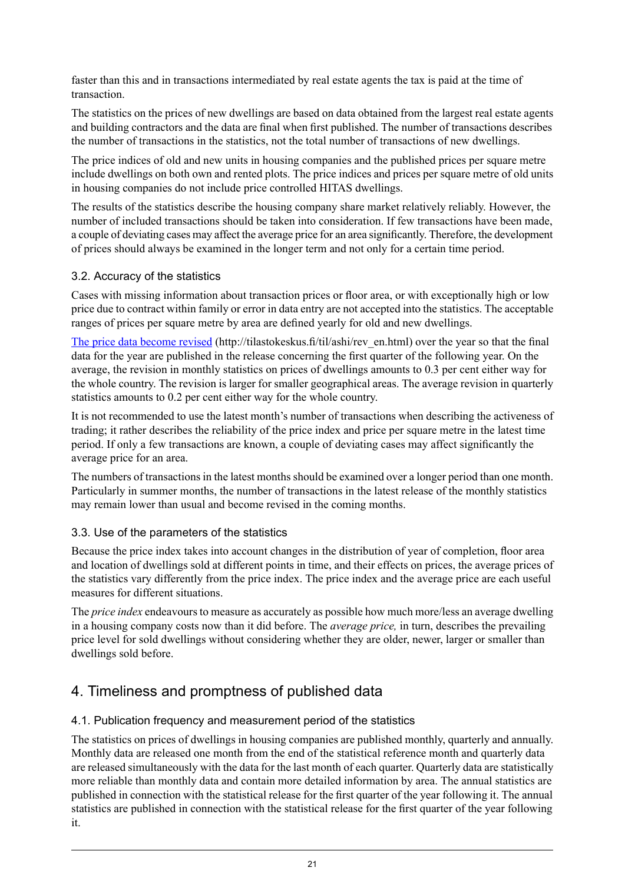faster than this and in transactions intermediated by real estate agents the tax is paid at the time of transaction.

The statistics on the prices of new dwellings are based on data obtained from the largest real estate agents and building contractors and the data are final when first published. The number of transactions describes the number of transactions in the statistics, not the total number of transactions of new dwellings.

The price indices of old and new units in housing companies and the published prices per square metre include dwellings on both own and rented plots. The price indices and prices per square metre of old units in housing companies do not include price controlled HITAS dwellings.

The results of the statistics describe the housing company share market relatively reliably. However, the number of included transactions should be taken into consideration. If few transactions have been made, a couple of deviating cases may affect the average price for an area significantly. Therefore, the development of prices should always be examined in the longer term and not only for a certain time period.

### 3.2. Accuracy of the statistics

Cases with missing information about transaction prices or floor area, or with exceptionally high or low price due to contract within family or error in data entry are not accepted into the statistics. The acceptable ranges of prices per square metre by area are defined yearly for old and new dwellings.

[The price data become revised](http://tilastokeskus.fi/til/ashi/rev_en.html) (http://tilastokeskus.fi/til/ashi/rev_en.html) over the year so that the final data for the year are published in the release concerning the first quarter of the following year. On the average, the revision in monthly statistics on prices of dwellings amounts to 0.3 per cent either way for the whole country. The revision is larger for smaller geographical areas. The average revision in quarterly statistics amounts to 0.2 per cent either way for the whole country.

It is not recommended to use the latest month's number of transactions when describing the activeness of trading; it rather describes the reliability of the price index and price per square metre in the latest time period. If only a few transactions are known, a couple of deviating cases may affect significantly the average price for an area.

The numbers of transactions in the latest months should be examined over a longer period than one month. Particularly in summer months, the number of transactions in the latest release of the monthly statistics may remain lower than usual and become revised in the coming months.

### 3.3. Use of the parameters of the statistics

Because the price index takes into account changes in the distribution of year of completion, floor area and location of dwellings sold at different points in time, and their effects on prices, the average prices of the statistics vary differently from the price index. The price index and the average price are each useful measures for different situations.

The *price index* endeavours to measure as accurately as possible how much more/less an average dwelling in a housing company costs now than it did before. The *average price,* in turn, describes the prevailing price level for sold dwellings without considering whether they are older, newer, larger or smaller than dwellings sold before.

## 4. Timeliness and promptness of published data

### 4.1. Publication frequency and measurement period of the statistics

The statistics on prices of dwellings in housing companies are published monthly, quarterly and annually. Monthly data are released one month from the end of the statistical reference month and quarterly data are released simultaneously with the data for the last month of each quarter. Quarterly data are statistically more reliable than monthly data and contain more detailed information by area. The annual statistics are published in connection with the statistical release for the first quarter of the year following it. The annual statistics are published in connection with the statistical release for the first quarter of the year following it.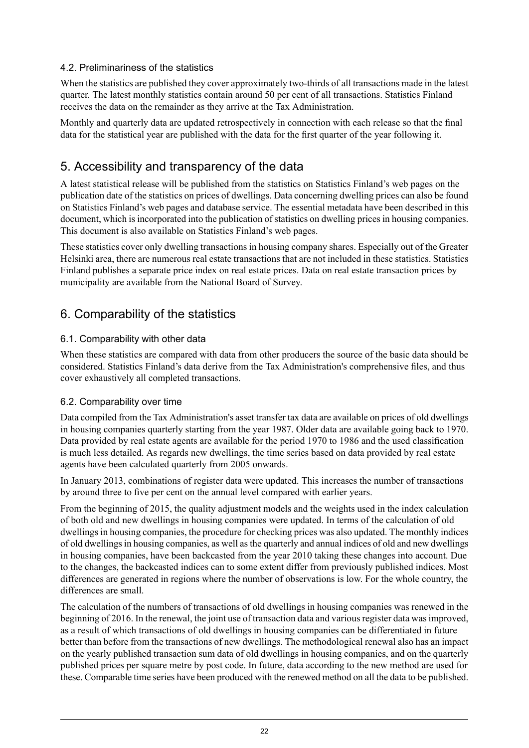### 4.2. Preliminariness of the statistics

When the statistics are published they cover approximately two-thirds of all transactions made in the latest quarter. The latest monthly statistics contain around 50 per cent of all transactions. Statistics Finland receives the data on the remainder as they arrive at the Tax Administration.

Monthly and quarterly data are updated retrospectively in connection with each release so that the final data for the statistical year are published with the data for the first quarter of the year following it.

## 5. Accessibility and transparency of the data

A latest statistical release will be published from the statistics on Statistics Finland's web pages on the publication date of the statistics on prices of dwellings. Data concerning dwelling prices can also be found on Statistics Finland's web pages and database service. The essential metadata have been described in this document, which is incorporated into the publication of statistics on dwelling prices in housing companies. This document is also available on Statistics Finland's web pages.

These statistics cover only dwelling transactions in housing company shares. Especially out of the Greater Helsinki area, there are numerous real estate transactions that are not included in these statistics. Statistics Finland publishes a separate price index on real estate prices. Data on real estate transaction prices by municipality are available from the National Board of Survey.

## 6. Comparability of the statistics

### 6.1. Comparability with other data

When these statistics are compared with data from other producers the source of the basic data should be considered. Statistics Finland's data derive from the Tax Administration's comprehensive files, and thus cover exhaustively all completed transactions.

### 6.2. Comparability over time

Data compiled from the Tax Administration's asset transfer tax data are available on prices of old dwellings in housing companies quarterly starting from the year 1987. Older data are available going back to 1970. Data provided by real estate agents are available for the period 1970 to 1986 and the used classification is much less detailed. As regards new dwellings, the time series based on data provided by real estate agents have been calculated quarterly from 2005 onwards.

In January 2013, combinations of register data were updated. This increases the number of transactions by around three to five per cent on the annual level compared with earlier years.

From the beginning of 2015, the quality adjustment models and the weights used in the index calculation of both old and new dwellings in housing companies were updated. In terms of the calculation of old dwellings in housing companies, the procedure for checking prices was also updated. The monthly indices of old dwellings in housing companies, as well as the quarterly and annual indices of old and new dwellings in housing companies, have been backcasted from the year 2010 taking these changes into account. Due to the changes, the backcasted indices can to some extent differ from previously published indices. Most differences are generated in regions where the number of observations is low. For the whole country, the differences are small.

The calculation of the numbers of transactions of old dwellings in housing companies was renewed in the beginning of 2016. In the renewal, the joint use of transaction data and various register data was improved, as a result of which transactions of old dwellings in housing companies can be differentiated in future better than before from the transactions of new dwellings. The methodological renewal also has an impact on the yearly published transaction sum data of old dwellings in housing companies, and on the quarterly published prices per square metre by post code. In future, data according to the new method are used for these. Comparable time series have been produced with the renewed method on all the data to be published.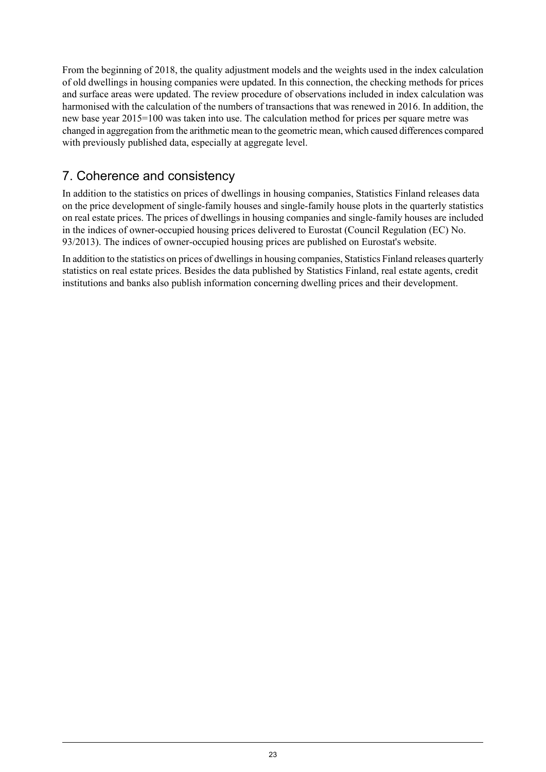From the beginning of 2018, the quality adjustment models and the weights used in the index calculation of old dwellings in housing companies were updated. In this connection, the checking methods for prices and surface areas were updated. The review procedure of observations included in index calculation was harmonised with the calculation of the numbers of transactions that was renewed in 2016. In addition, the new base year 2015=100 was taken into use. The calculation method for prices per square metre was changed in aggregation from the arithmetic mean to the geometric mean, which caused differences compared with previously published data, especially at aggregate level.

## 7. Coherence and consistency

In addition to the statistics on prices of dwellings in housing companies, Statistics Finland releases data on the price development of single-family houses and single-family house plots in the quarterly statistics on real estate prices. The prices of dwellings in housing companies and single-family houses are included in the indices of owner-occupied housing prices delivered to Eurostat (Council Regulation (EC) No. 93/2013). The indices of owner-occupied housing prices are published on Eurostat's website.

In addition to the statistics on prices of dwellings in housing companies, Statistics Finland releases quarterly statistics on real estate prices. Besides the data published by Statistics Finland, real estate agents, credit institutions and banks also publish information concerning dwelling prices and their development.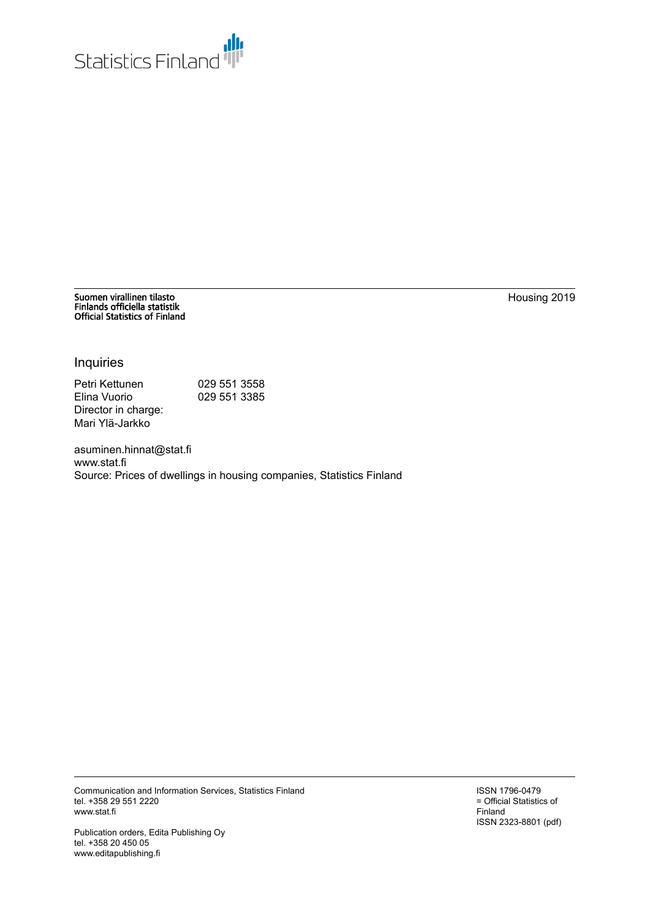Statistics Finland

Suomen virallinen tilasto
Finlands officiella statistik
Official Statistics of Finland

Housing 2019

## Inquiries

| | |
|---|---|
| Petri Kettunen | 029 551 3558 |
| Elina Vuorio | 029 551 3385 |
| Director in charge: | |
| Mari Ylä-Jarkko | |

asuminen.hinnat@stat.fi
www.stat.fi
Source: Prices of dwellings in housing companies, Statistics Finland

Communication and Information Services, Statistics Finland
tel. +358 29 551 2220
www.stat.fi

Publication orders, Edita Publishing Oy
tel. +358 20 450 05
www.editapublishing.fi

ISSN 1796-0479
= Official Statistics of Finland
ISSN 2323-8801 (pdf)